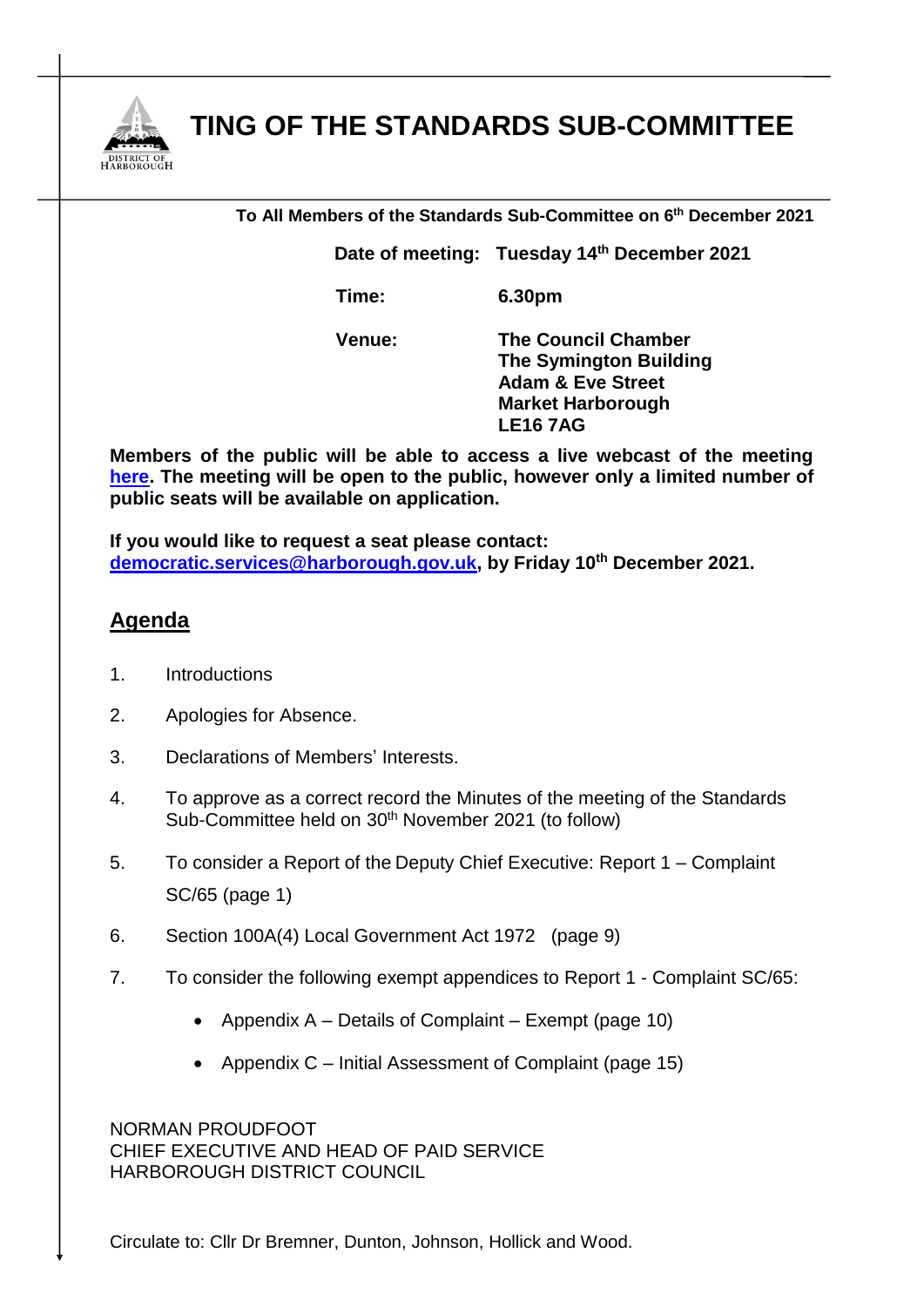# TING OF THE STANDARDS SUB-COMMITTEE

**To All Members of the Standards Sub-Committee on 6th December 2021**

**Date of meeting:** **Tuesday 14th December 2021**

**Time:** **6.30pm**

**Venue:** **The Council Chamber**
**The Symington Building**
**Adam & Eve Street**
**Market Harborough**
**LE16 7AG**

**Members of the public will be able to access a live webcast of the meeting here. The meeting will be open to the public, however only a limited number of public seats will be available on application.**

**If you would like to request a seat please contact: democratic.services@harborough.gov.uk, by Friday 10th December 2021.**

## Agenda

1. Introductions
2. Apologies for Absence.
3. Declarations of Members' Interests.
4. To approve as a correct record the Minutes of the meeting of the Standards Sub-Committee held on 30th November 2021 (to follow)
5. To consider a Report of the Deputy Chief Executive: Report 1 – Complaint SC/65 (page 1)
6. Section 100A(4) Local Government Act 1972 (page 9)
7. To consider the following exempt appendices to Report 1 - Complaint SC/65:
   - Appendix A – Details of Complaint – Exempt (page 10)
   - Appendix C – Initial Assessment of Complaint (page 15)

NORMAN PROUDFOOT
CHIEF EXECUTIVE AND HEAD OF PAID SERVICE
HARBOROUGH DISTRICT COUNCIL

Circulate to: Cllr Dr Bremner, Dunton, Johnson, Hollick and Wood.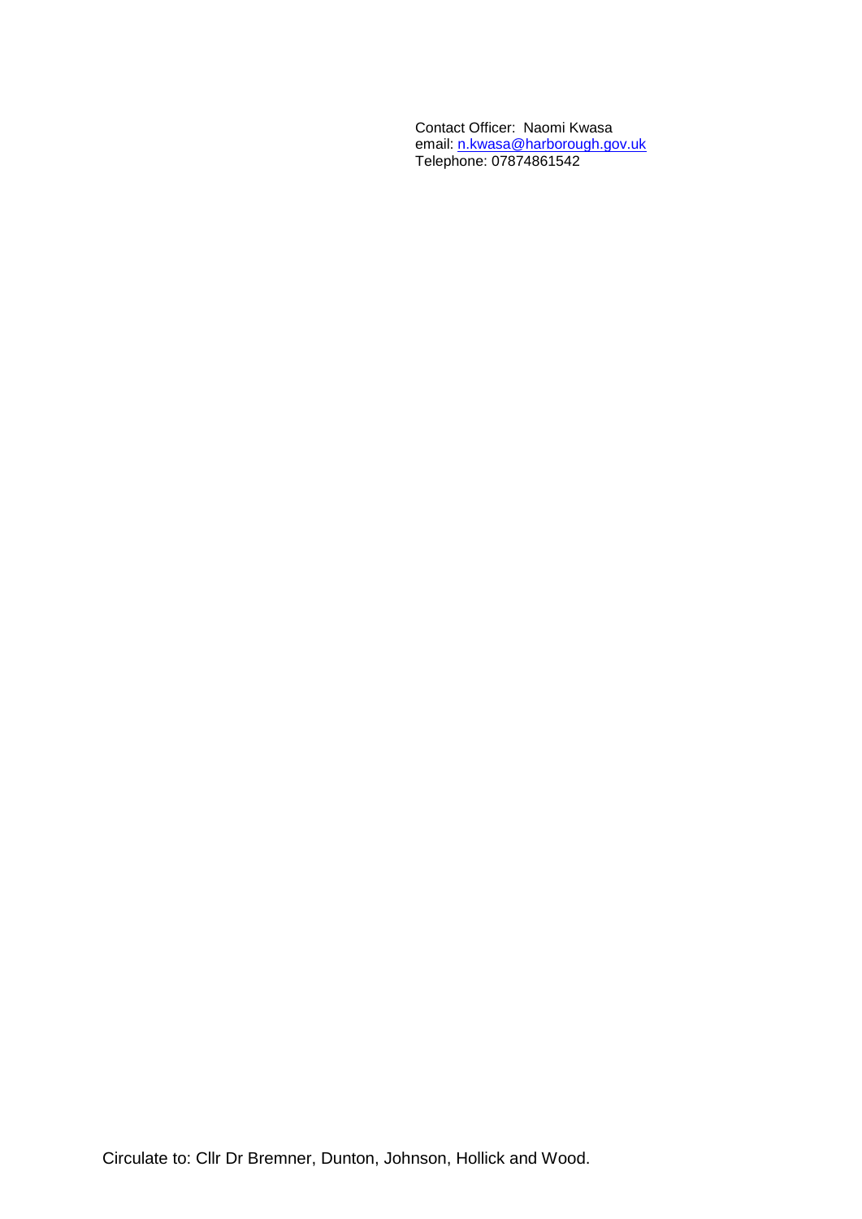Contact Officer: Naomi Kwasa
email: n.kwasa@harborough.gov.uk
Telephone: 07874861542

Circulate to: Cllr Dr Bremner, Dunton, Johnson, Hollick and Wood.